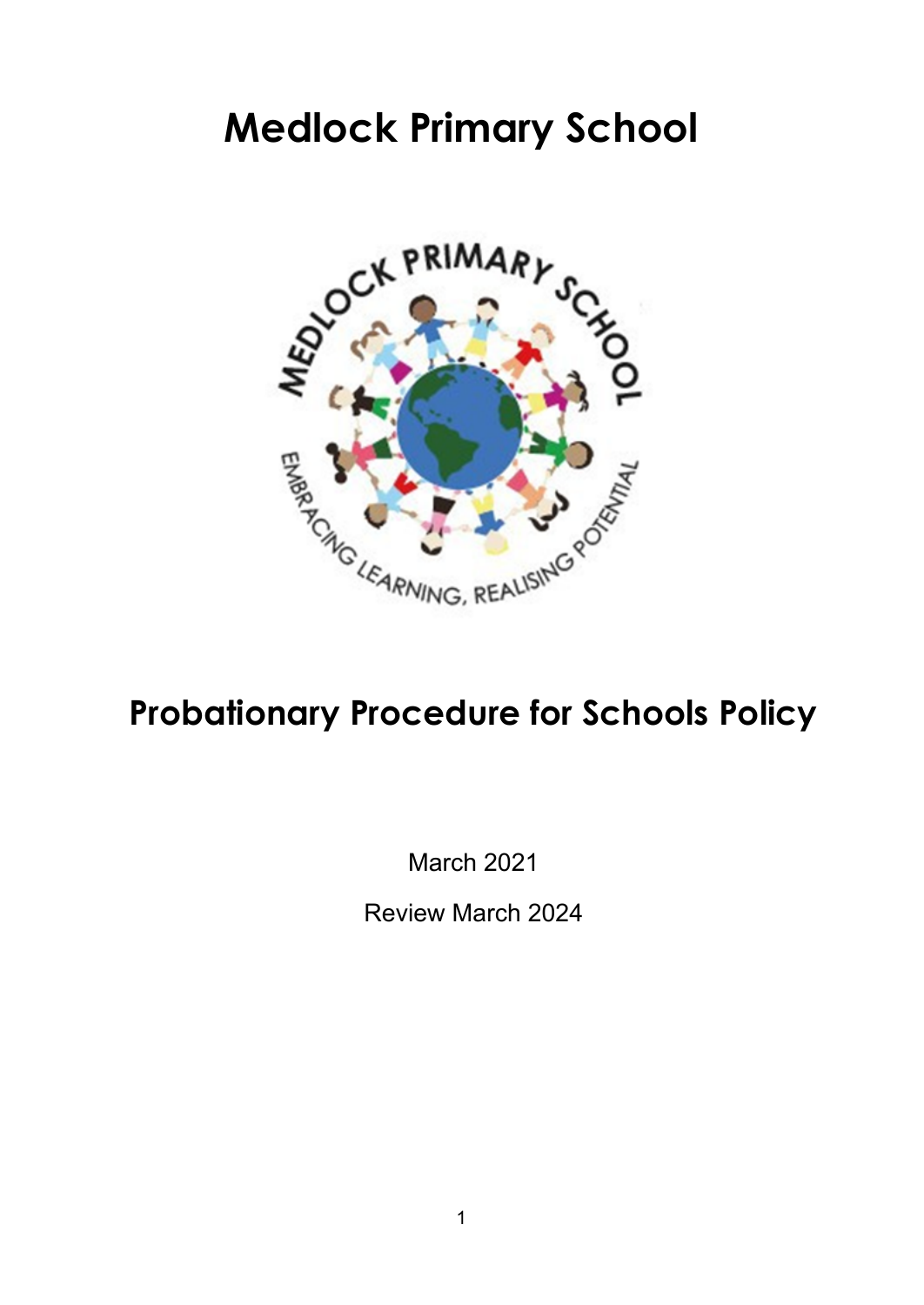# Medlock Primary School

# Probationary Procedure for Schools Policy

March 2021

Review March 2024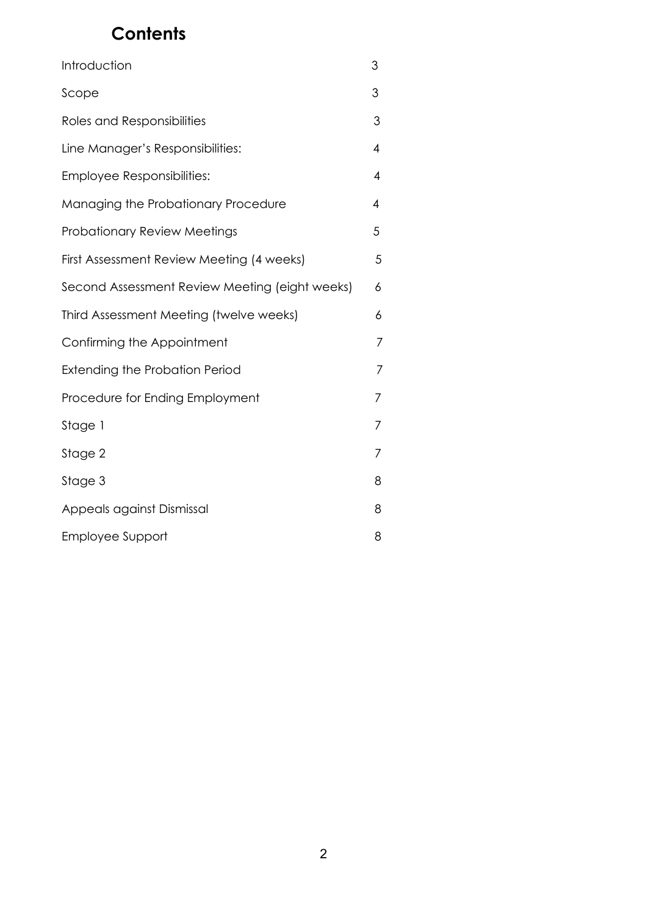# Contents

| | |
|---|---|
| Introduction | 3 |
| Scope | 3 |
| Roles and Responsibilities | 3 |
| Line Manager's Responsibilities: | 4 |
| Employee Responsibilities: | 4 |
| Managing the Probationary Procedure | 4 |
| Probationary Review Meetings | 5 |
| First Assessment Review Meeting (4 weeks) | 5 |
| Second Assessment Review Meeting (eight weeks) | 6 |
| Third Assessment Meeting (twelve weeks) | 6 |
| Confirming the Appointment | 7 |
| Extending the Probation Period | 7 |
| Procedure for Ending Employment | 7 |
| Stage 1 | 7 |
| Stage 2 | 7 |
| Stage 3 | 8 |
| Appeals against Dismissal | 8 |
| Employee Support | 8 |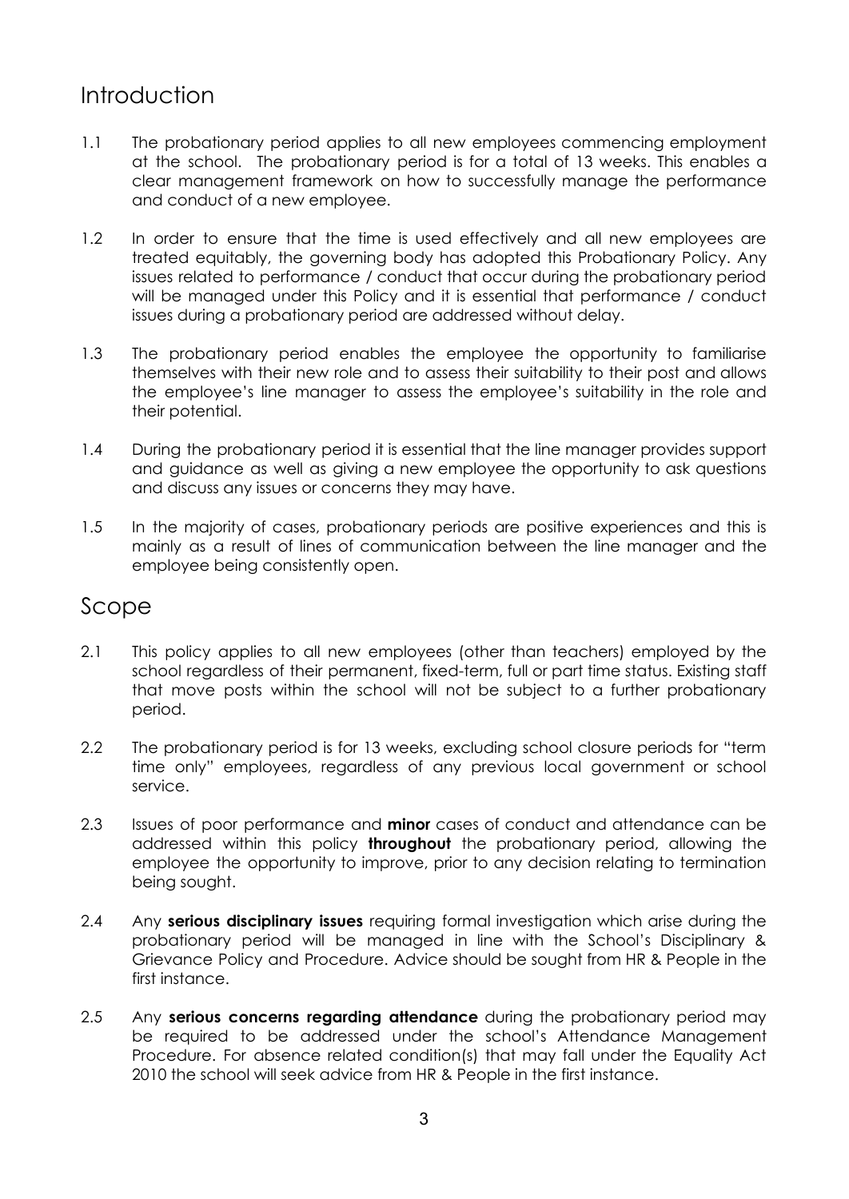## Introduction

1.1 The probationary period applies to all new employees commencing employment at the school. The probationary period is for a total of 13 weeks. This enables a clear management framework on how to successfully manage the performance and conduct of a new employee.

1.2 In order to ensure that the time is used effectively and all new employees are treated equitably, the governing body has adopted this Probationary Policy. Any issues related to performance / conduct that occur during the probationary period will be managed under this Policy and it is essential that performance / conduct issues during a probationary period are addressed without delay.

1.3 The probationary period enables the employee the opportunity to familiarise themselves with their new role and to assess their suitability to their post and allows the employee's line manager to assess the employee's suitability in the role and their potential.

1.4 During the probationary period it is essential that the line manager provides support and guidance as well as giving a new employee the opportunity to ask questions and discuss any issues or concerns they may have.

1.5 In the majority of cases, probationary periods are positive experiences and this is mainly as a result of lines of communication between the line manager and the employee being consistently open.

## Scope

2.1 This policy applies to all new employees (other than teachers) employed by the school regardless of their permanent, fixed-term, full or part time status. Existing staff that move posts within the school will not be subject to a further probationary period.

2.2 The probationary period is for 13 weeks, excluding school closure periods for "term time only" employees, regardless of any previous local government or school service.

2.3 Issues of poor performance and **minor** cases of conduct and attendance can be addressed within this policy **throughout** the probationary period, allowing the employee the opportunity to improve, prior to any decision relating to termination being sought.

2.4 Any **serious disciplinary issues** requiring formal investigation which arise during the probationary period will be managed in line with the School's Disciplinary & Grievance Policy and Procedure. Advice should be sought from HR & People in the first instance.

2.5 Any **serious concerns regarding attendance** during the probationary period may be required to be addressed under the school's Attendance Management Procedure. For absence related condition(s) that may fall under the Equality Act 2010 the school will seek advice from HR & People in the first instance.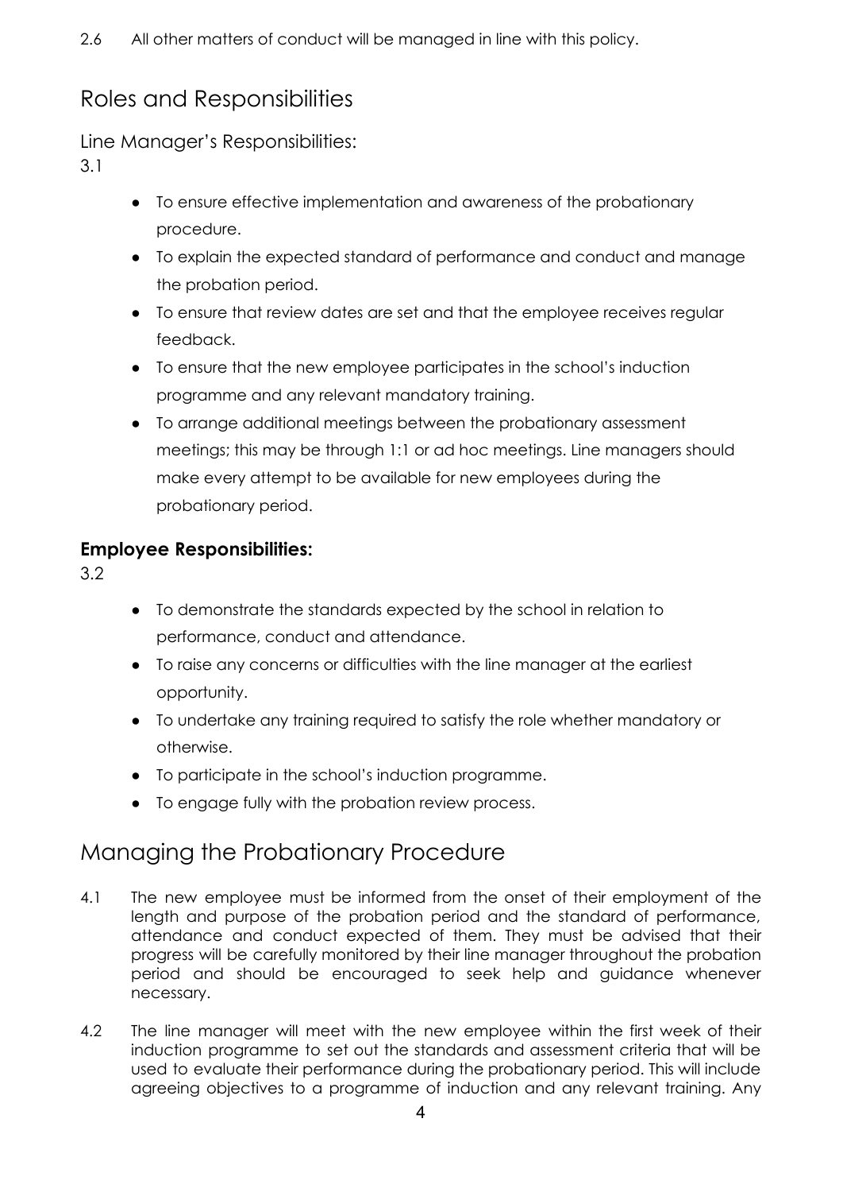2.6 All other matters of conduct will be managed in line with this policy.

## Roles and Responsibilities

### Line Manager's Responsibilities:

3.1

- To ensure effective implementation and awareness of the probationary procedure.
- To explain the expected standard of performance and conduct and manage the probation period.
- To ensure that review dates are set and that the employee receives regular feedback.
- To ensure that the new employee participates in the school's induction programme and any relevant mandatory training.
- To arrange additional meetings between the probationary assessment meetings; this may be through 1:1 or ad hoc meetings. Line managers should make every attempt to be available for new employees during the probationary period.

### **Employee Responsibilities:**

3.2

- To demonstrate the standards expected by the school in relation to performance, conduct and attendance.
- To raise any concerns or difficulties with the line manager at the earliest opportunity.
- To undertake any training required to satisfy the role whether mandatory or otherwise.
- To participate in the school's induction programme.
- To engage fully with the probation review process.

## Managing the Probationary Procedure

4.1 The new employee must be informed from the onset of their employment of the length and purpose of the probation period and the standard of performance, attendance and conduct expected of them. They must be advised that their progress will be carefully monitored by their line manager throughout the probation period and should be encouraged to seek help and guidance whenever necessary.

4.2 The line manager will meet with the new employee within the first week of their induction programme to set out the standards and assessment criteria that will be used to evaluate their performance during the probationary period. This will include agreeing objectives to a programme of induction and any relevant training. Any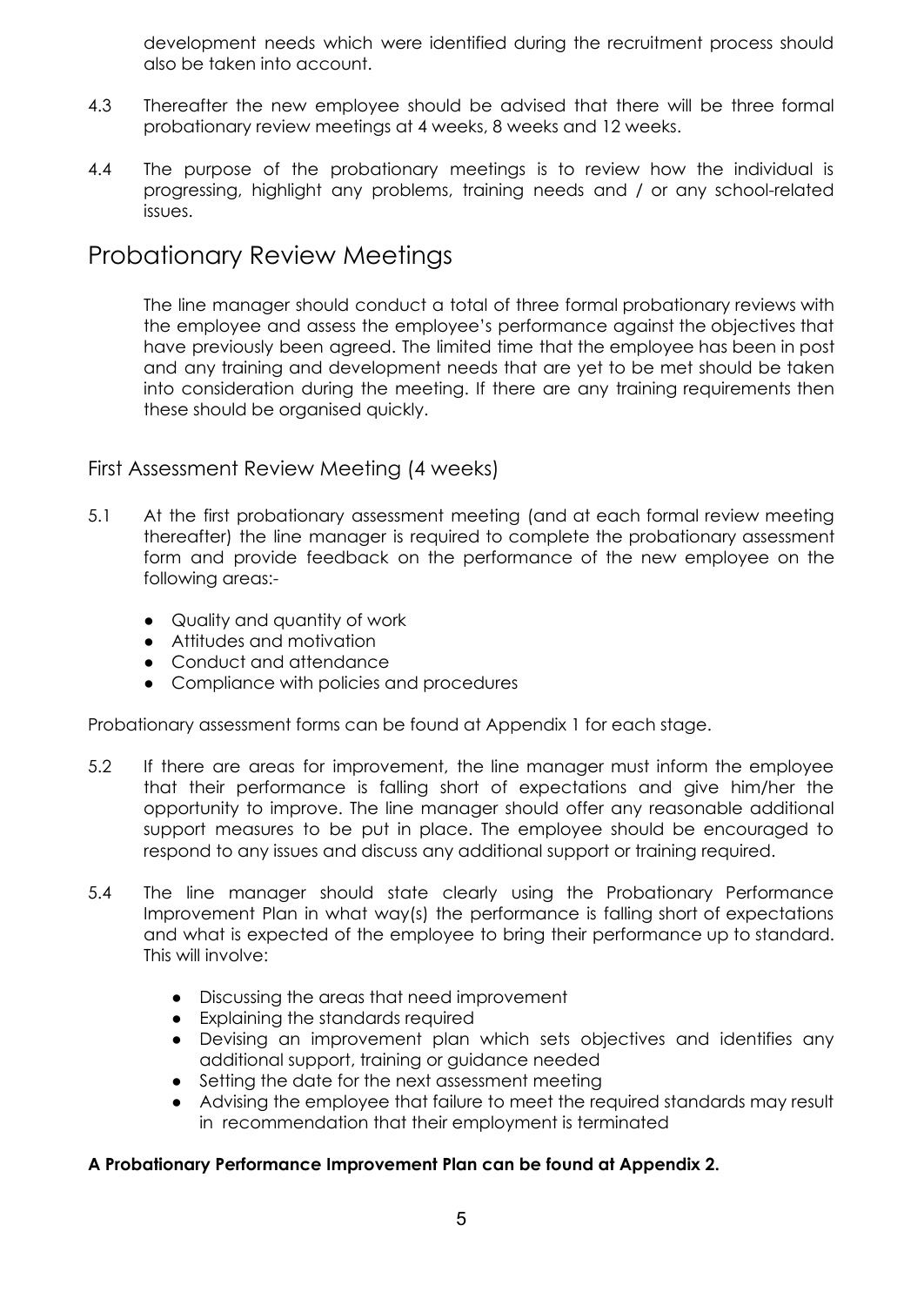development needs which were identified during the recruitment process should also be taken into account.

4.3 Thereafter the new employee should be advised that there will be three formal probationary review meetings at 4 weeks, 8 weeks and 12 weeks.

4.4 The purpose of the probationary meetings is to review how the individual is progressing, highlight any problems, training needs and / or any school-related issues.

## Probationary Review Meetings

The line manager should conduct a total of three formal probationary reviews with the employee and assess the employee's performance against the objectives that have previously been agreed. The limited time that the employee has been in post and any training and development needs that are yet to be met should be taken into consideration during the meeting. If there are any training requirements then these should be organised quickly.

### First Assessment Review Meeting (4 weeks)

5.1 At the first probationary assessment meeting (and at each formal review meeting thereafter) the line manager is required to complete the probationary assessment form and provide feedback on the performance of the new employee on the following areas:-

- Quality and quantity of work
- Attitudes and motivation
- Conduct and attendance
- Compliance with policies and procedures

Probationary assessment forms can be found at Appendix 1 for each stage.

5.2 If there are areas for improvement, the line manager must inform the employee that their performance is falling short of expectations and give him/her the opportunity to improve. The line manager should offer any reasonable additional support measures to be put in place. The employee should be encouraged to respond to any issues and discuss any additional support or training required.

5.4 The line manager should state clearly using the Probationary Performance Improvement Plan in what way(s) the performance is falling short of expectations and what is expected of the employee to bring their performance up to standard. This will involve:

- Discussing the areas that need improvement
- Explaining the standards required
- Devising an improvement plan which sets objectives and identifies any additional support, training or guidance needed
- Setting the date for the next assessment meeting
- Advising the employee that failure to meet the required standards may result in recommendation that their employment is terminated

**A Probationary Performance Improvement Plan can be found at Appendix 2.**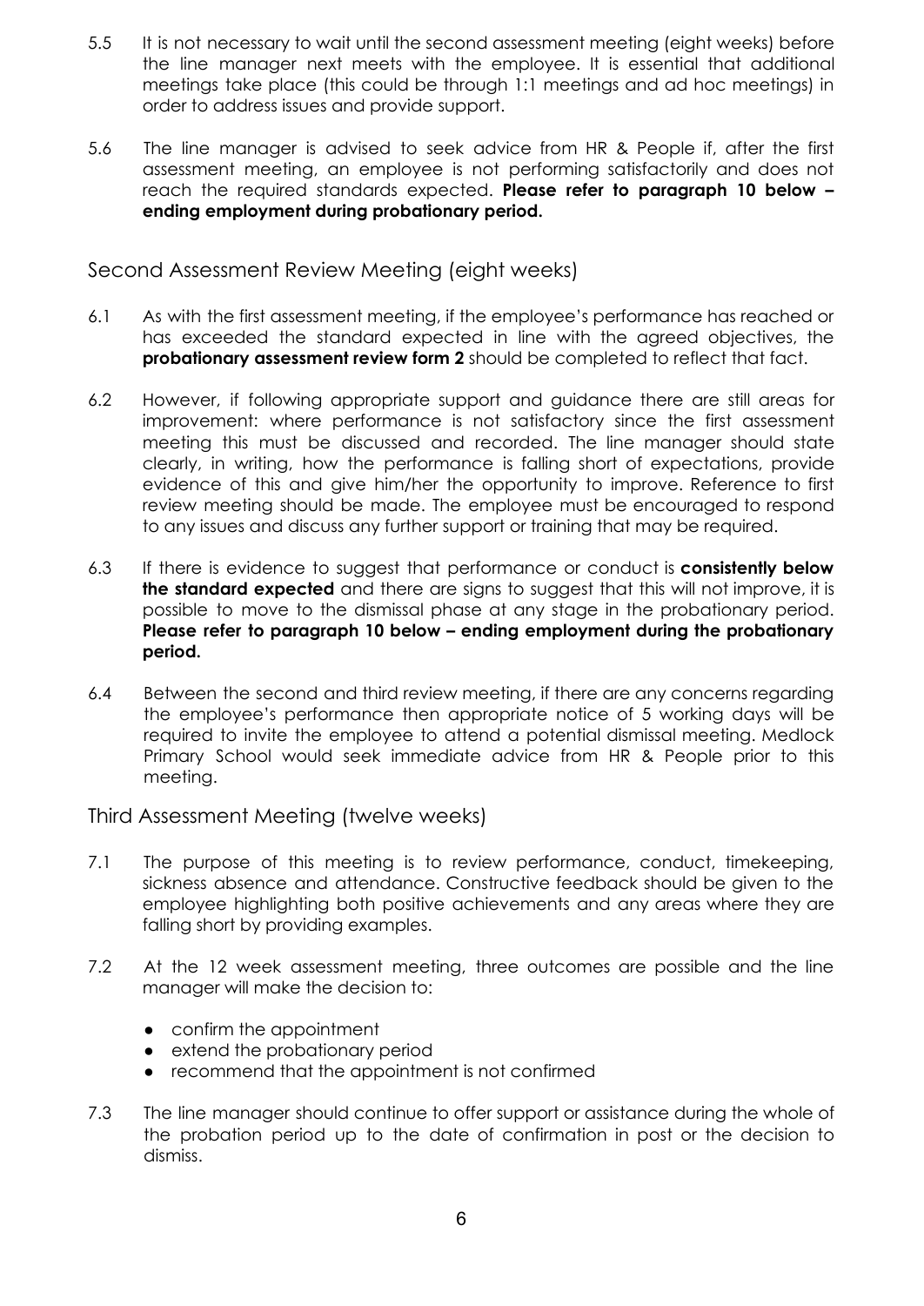5.5 It is not necessary to wait until the second assessment meeting (eight weeks) before the line manager next meets with the employee. It is essential that additional meetings take place (this could be through 1:1 meetings and ad hoc meetings) in order to address issues and provide support.

5.6 The line manager is advised to seek advice from HR & People if, after the first assessment meeting, an employee is not performing satisfactorily and does not reach the required standards expected. **Please refer to paragraph 10 below – ending employment during probationary period.**

## Second Assessment Review Meeting (eight weeks)

6.1 As with the first assessment meeting, if the employee's performance has reached or has exceeded the standard expected in line with the agreed objectives, the **probationary assessment review form 2** should be completed to reflect that fact.

6.2 However, if following appropriate support and guidance there are still areas for improvement: where performance is not satisfactory since the first assessment meeting this must be discussed and recorded. The line manager should state clearly, in writing, how the performance is falling short of expectations, provide evidence of this and give him/her the opportunity to improve. Reference to first review meeting should be made. The employee must be encouraged to respond to any issues and discuss any further support or training that may be required.

6.3 If there is evidence to suggest that performance or conduct is **consistently below the standard expected** and there are signs to suggest that this will not improve, it is possible to move to the dismissal phase at any stage in the probationary period. **Please refer to paragraph 10 below – ending employment during the probationary period.**

6.4 Between the second and third review meeting, if there are any concerns regarding the employee's performance then appropriate notice of 5 working days will be required to invite the employee to attend a potential dismissal meeting. Medlock Primary School would seek immediate advice from HR & People prior to this meeting.

## Third Assessment Meeting (twelve weeks)

7.1 The purpose of this meeting is to review performance, conduct, timekeeping, sickness absence and attendance. Constructive feedback should be given to the employee highlighting both positive achievements and any areas where they are falling short by providing examples.

7.2 At the 12 week assessment meeting, three outcomes are possible and the line manager will make the decision to:

- confirm the appointment
- extend the probationary period
- recommend that the appointment is not confirmed

7.3 The line manager should continue to offer support or assistance during the whole of the probation period up to the date of confirmation in post or the decision to dismiss.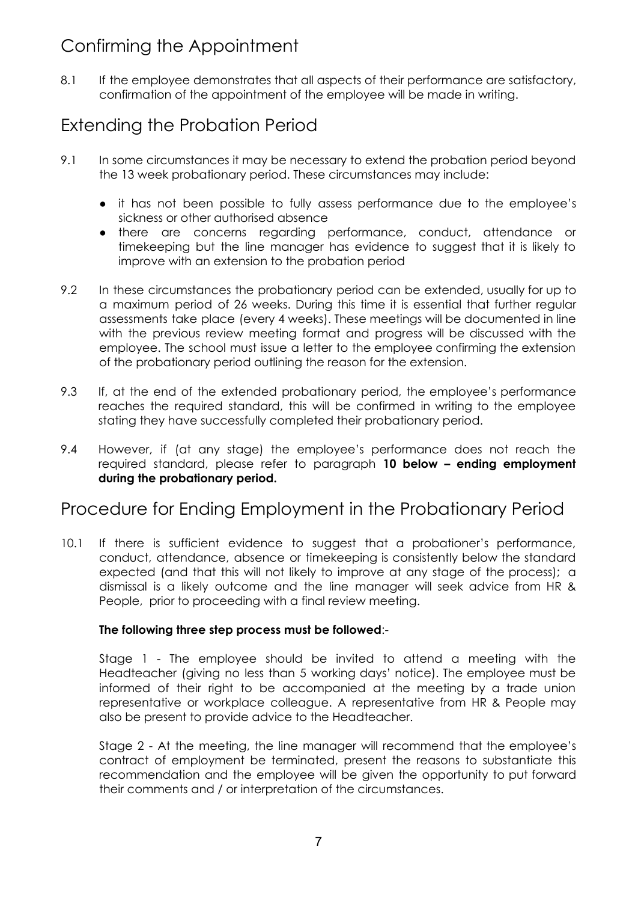## Confirming the Appointment

8.1 If the employee demonstrates that all aspects of their performance are satisfactory, confirmation of the appointment of the employee will be made in writing.

## Extending the Probation Period

9.1 In some circumstances it may be necessary to extend the probation period beyond the 13 week probationary period. These circumstances may include:

- it has not been possible to fully assess performance due to the employee's sickness or other authorised absence
- there are concerns regarding performance, conduct, attendance or timekeeping but the line manager has evidence to suggest that it is likely to improve with an extension to the probation period

9.2 In these circumstances the probationary period can be extended, usually for up to a maximum period of 26 weeks. During this time it is essential that further regular assessments take place (every 4 weeks). These meetings will be documented in line with the previous review meeting format and progress will be discussed with the employee. The school must issue a letter to the employee confirming the extension of the probationary period outlining the reason for the extension.

9.3 If, at the end of the extended probationary period, the employee's performance reaches the required standard, this will be confirmed in writing to the employee stating they have successfully completed their probationary period.

9.4 However, if (at any stage) the employee's performance does not reach the required standard, please refer to paragraph **10 below – ending employment during the probationary period.**

## Procedure for Ending Employment in the Probationary Period

10.1 If there is sufficient evidence to suggest that a probationer's performance, conduct, attendance, absence or timekeeping is consistently below the standard expected (and that this will not likely to improve at any stage of the process); a dismissal is a likely outcome and the line manager will seek advice from HR & People, prior to proceeding with a final review meeting.

**The following three step process must be followed**:-

Stage 1 - The employee should be invited to attend a meeting with the Headteacher (giving no less than 5 working days' notice). The employee must be informed of their right to be accompanied at the meeting by a trade union representative or workplace colleague. A representative from HR & People may also be present to provide advice to the Headteacher.

Stage 2 - At the meeting, the line manager will recommend that the employee's contract of employment be terminated, present the reasons to substantiate this recommendation and the employee will be given the opportunity to put forward their comments and / or interpretation of the circumstances.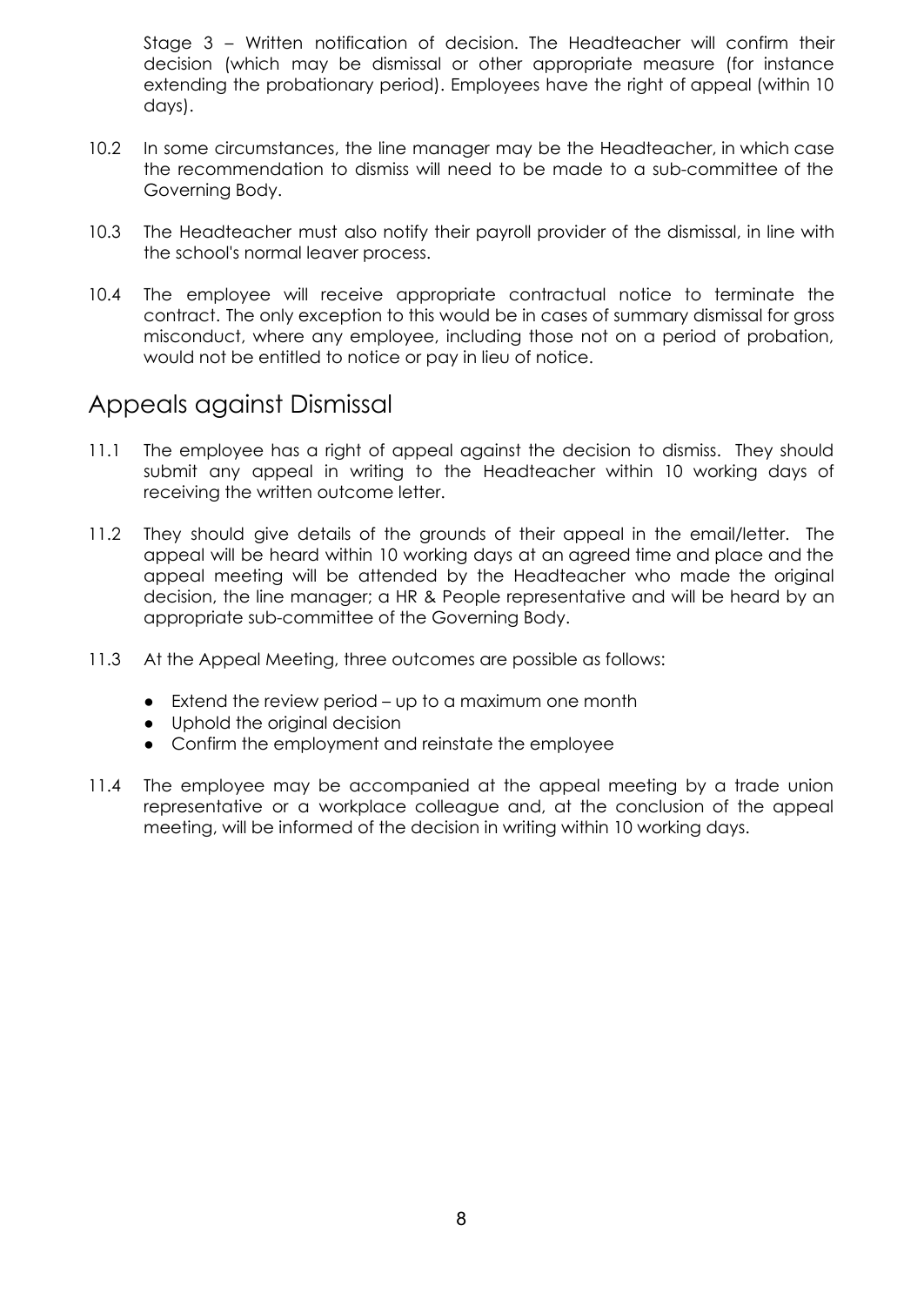Stage 3 – Written notification of decision. The Headteacher will confirm their decision (which may be dismissal or other appropriate measure (for instance extending the probationary period). Employees have the right of appeal (within 10 days).

10.2 In some circumstances, the line manager may be the Headteacher, in which case the recommendation to dismiss will need to be made to a sub-committee of the Governing Body.

10.3 The Headteacher must also notify their payroll provider of the dismissal, in line with the school's normal leaver process.

10.4 The employee will receive appropriate contractual notice to terminate the contract. The only exception to this would be in cases of summary dismissal for gross misconduct, where any employee, including those not on a period of probation, would not be entitled to notice or pay in lieu of notice.

## Appeals against Dismissal

11.1 The employee has a right of appeal against the decision to dismiss. They should submit any appeal in writing to the Headteacher within 10 working days of receiving the written outcome letter.

11.2 They should give details of the grounds of their appeal in the email/letter. The appeal will be heard within 10 working days at an agreed time and place and the appeal meeting will be attended by the Headteacher who made the original decision, the line manager; a HR & People representative and will be heard by an appropriate sub-committee of the Governing Body.

11.3 At the Appeal Meeting, three outcomes are possible as follows:

- Extend the review period – up to a maximum one month
- Uphold the original decision
- Confirm the employment and reinstate the employee

11.4 The employee may be accompanied at the appeal meeting by a trade union representative or a workplace colleague and, at the conclusion of the appeal meeting, will be informed of the decision in writing within 10 working days.